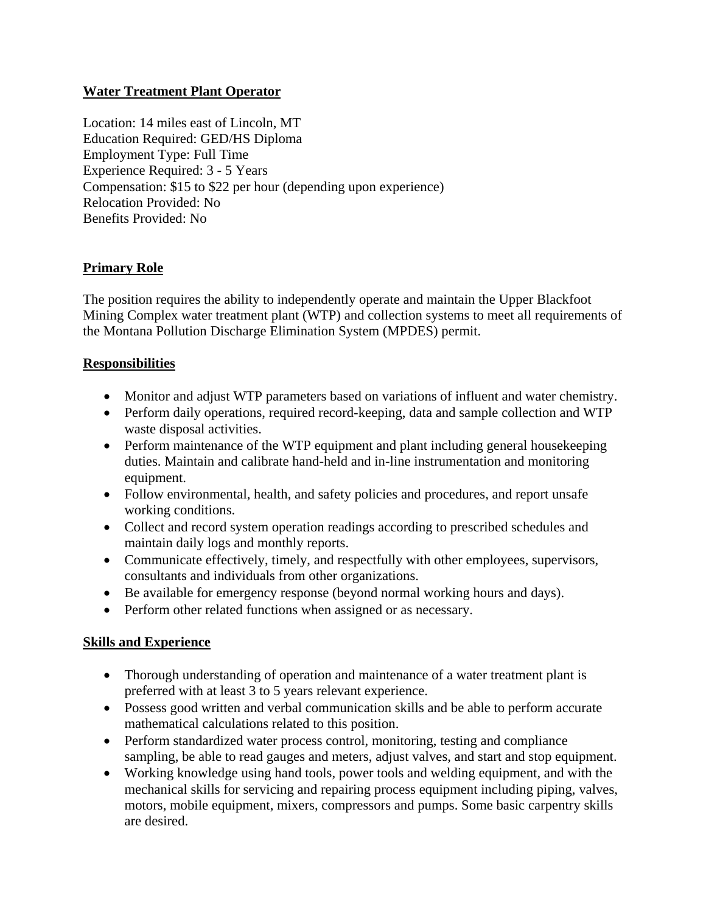# Water Treatment Plant Operator

Location: 14 miles east of Lincoln, MT
Education Required: GED/HS Diploma
Employment Type: Full Time
Experience Required: 3 - 5 Years
Compensation: $15 to $22 per hour (depending upon experience)
Relocation Provided: No
Benefits Provided: No

## Primary Role

The position requires the ability to independently operate and maintain the Upper Blackfoot Mining Complex water treatment plant (WTP) and collection systems to meet all requirements of the Montana Pollution Discharge Elimination System (MPDES) permit.

## Responsibilities

- Monitor and adjust WTP parameters based on variations of influent and water chemistry.
- Perform daily operations, required record-keeping, data and sample collection and WTP waste disposal activities.
- Perform maintenance of the WTP equipment and plant including general housekeeping duties. Maintain and calibrate hand-held and in-line instrumentation and monitoring equipment.
- Follow environmental, health, and safety policies and procedures, and report unsafe working conditions.
- Collect and record system operation readings according to prescribed schedules and maintain daily logs and monthly reports.
- Communicate effectively, timely, and respectfully with other employees, supervisors, consultants and individuals from other organizations.
- Be available for emergency response (beyond normal working hours and days).
- Perform other related functions when assigned or as necessary.

## Skills and Experience

- Thorough understanding of operation and maintenance of a water treatment plant is preferred with at least 3 to 5 years relevant experience.
- Possess good written and verbal communication skills and be able to perform accurate mathematical calculations related to this position.
- Perform standardized water process control, monitoring, testing and compliance sampling, be able to read gauges and meters, adjust valves, and start and stop equipment.
- Working knowledge using hand tools, power tools and welding equipment, and with the mechanical skills for servicing and repairing process equipment including piping, valves, motors, mobile equipment, mixers, compressors and pumps. Some basic carpentry skills are desired.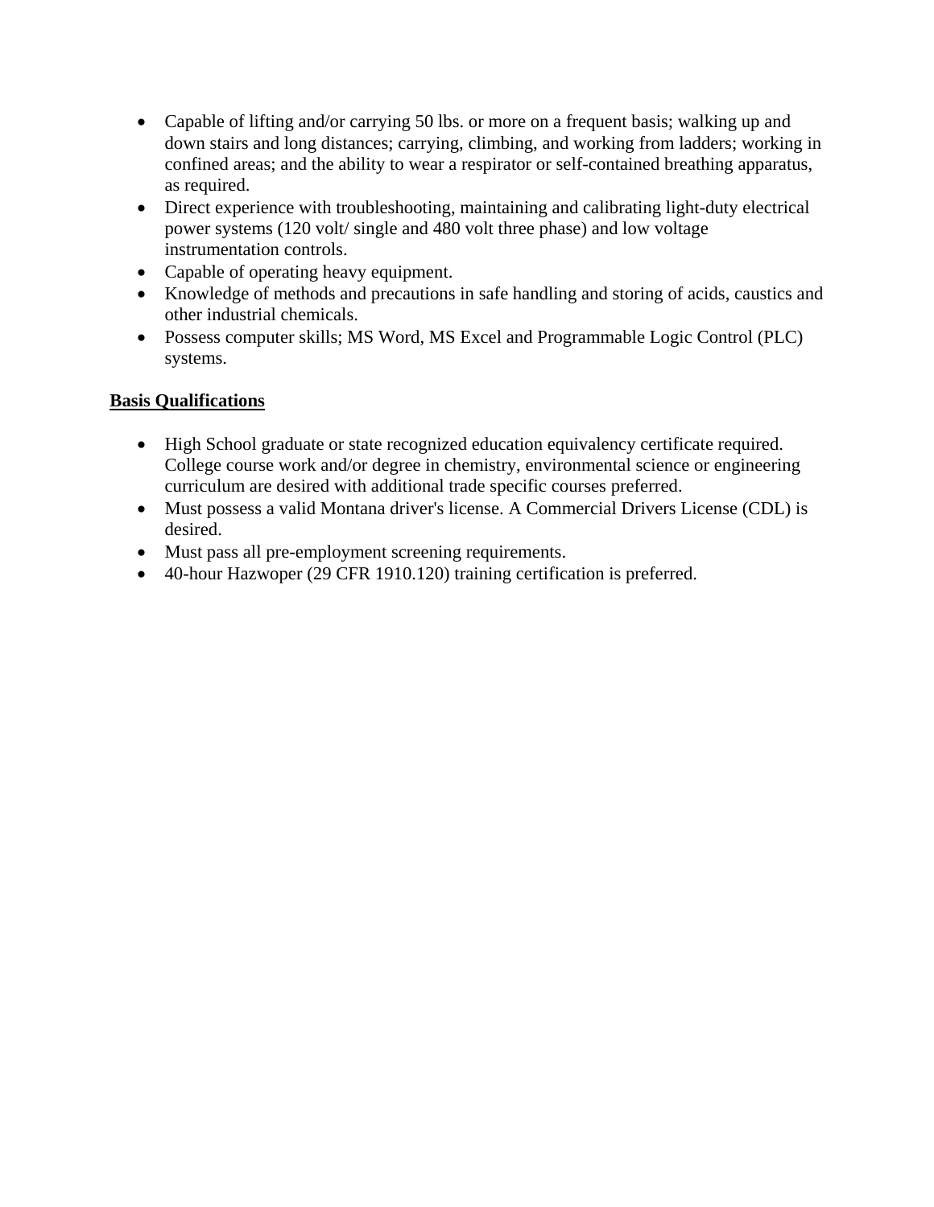- Capable of lifting and/or carrying 50 lbs. or more on a frequent basis; walking up and down stairs and long distances; carrying, climbing, and working from ladders; working in confined areas; and the ability to wear a respirator or self-contained breathing apparatus, as required.
- Direct experience with troubleshooting, maintaining and calibrating light-duty electrical power systems (120 volt/ single and 480 volt three phase) and low voltage instrumentation controls.
- Capable of operating heavy equipment.
- Knowledge of methods and precautions in safe handling and storing of acids, caustics and other industrial chemicals.
- Possess computer skills; MS Word, MS Excel and Programmable Logic Control (PLC) systems.

**Basis Qualifications**

- High School graduate or state recognized education equivalency certificate required. College course work and/or degree in chemistry, environmental science or engineering curriculum are desired with additional trade specific courses preferred.
- Must possess a valid Montana driver's license. A Commercial Drivers License (CDL) is desired.
- Must pass all pre-employment screening requirements.
- 40-hour Hazwoper (29 CFR 1910.120) training certification is preferred.